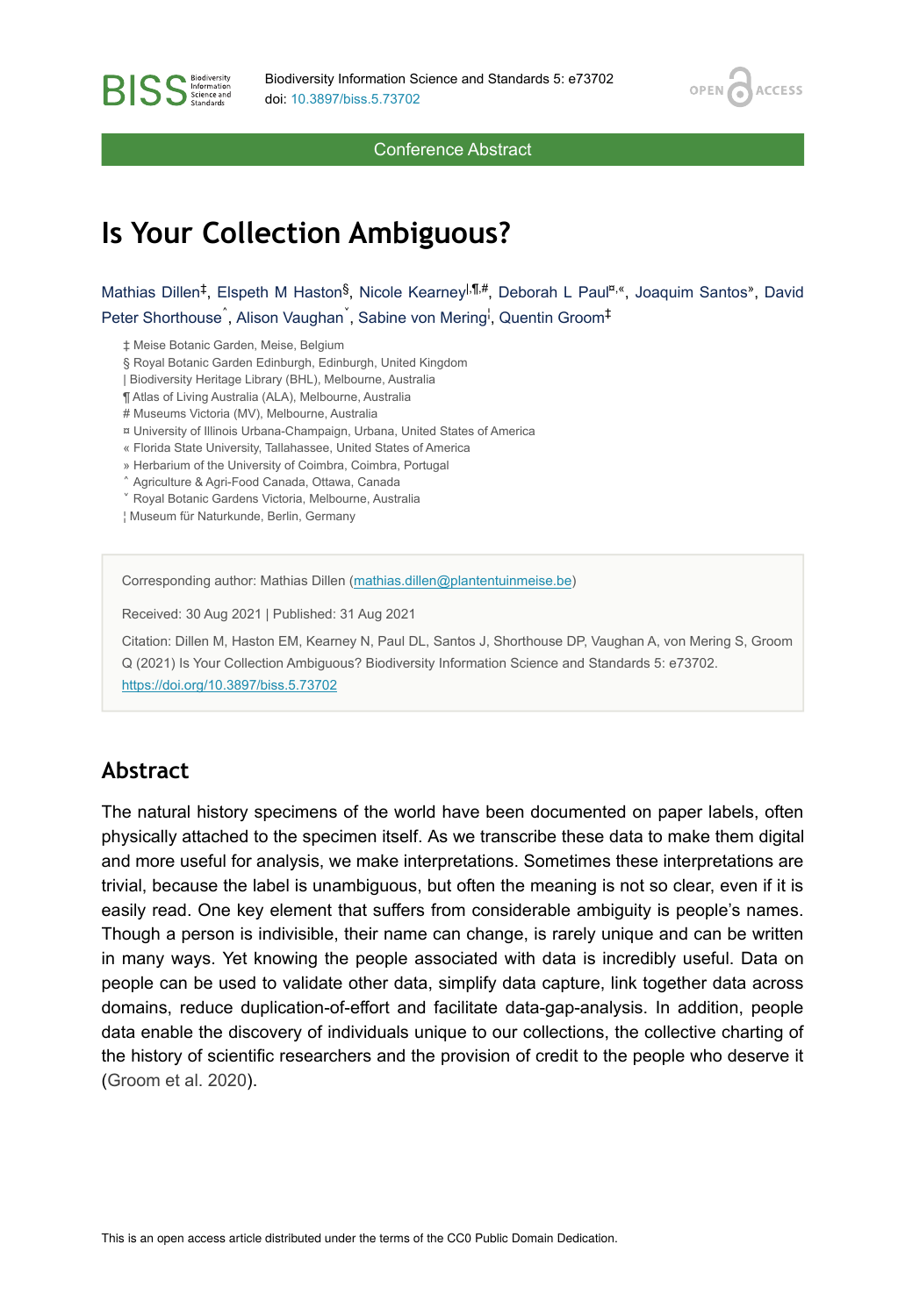Conference Abstract

# Is Your Collection Ambiguous?

Mathias Dillen[‡], Elspeth M Haston[§], Nicole Kearney[|,¶,#], Deborah L Paul[¤,«], Joaquim Santos[»], David Peter Shorthouse[˄], Alison Vaughan[˅], Sabine von Mering[¦], Quentin Groom[‡]

‡ Meise Botanic Garden, Meise, Belgium
§ Royal Botanic Garden Edinburgh, Edinburgh, United Kingdom
| Biodiversity Heritage Library (BHL), Melbourne, Australia
¶ Atlas of Living Australia (ALA), Melbourne, Australia
\# Museums Victoria (MV), Melbourne, Australia
¤ University of Illinois Urbana-Champaign, Urbana, United States of America
« Florida State University, Tallahassee, United States of America
» Herbarium of the University of Coimbra, Coimbra, Portugal
˄ Agriculture & Agri-Food Canada, Ottawa, Canada
˅ Royal Botanic Gardens Victoria, Melbourne, Australia
¦ Museum für Naturkunde, Berlin, Germany

Corresponding author: Mathias Dillen (mathias.dillen@plantentuinmeise.be)

Received: 30 Aug 2021 | Published: 31 Aug 2021

Citation: Dillen M, Haston EM, Kearney N, Paul DL, Santos J, Shorthouse DP, Vaughan A, von Mering S, Groom Q (2021) Is Your Collection Ambiguous? Biodiversity Information Science and Standards 5: e73702. https://doi.org/10.3897/biss.5.73702

## Abstract

The natural history specimens of the world have been documented on paper labels, often physically attached to the specimen itself. As we transcribe these data to make them digital and more useful for analysis, we make interpretations. Sometimes these interpretations are trivial, because the label is unambiguous, but often the meaning is not so clear, even if it is easily read. One key element that suffers from considerable ambiguity is people's names. Though a person is indivisible, their name can change, is rarely unique and can be written in many ways. Yet knowing the people associated with data is incredibly useful. Data on people can be used to validate other data, simplify data capture, link together data across domains, reduce duplication-of-effort and facilitate data-gap-analysis. In addition, people data enable the discovery of individuals unique to our collections, the collective charting of the history of scientific researchers and the provision of credit to the people who deserve it (Groom et al. 2020).

This is an open access article distributed under the terms of the CC0 Public Domain Dedication.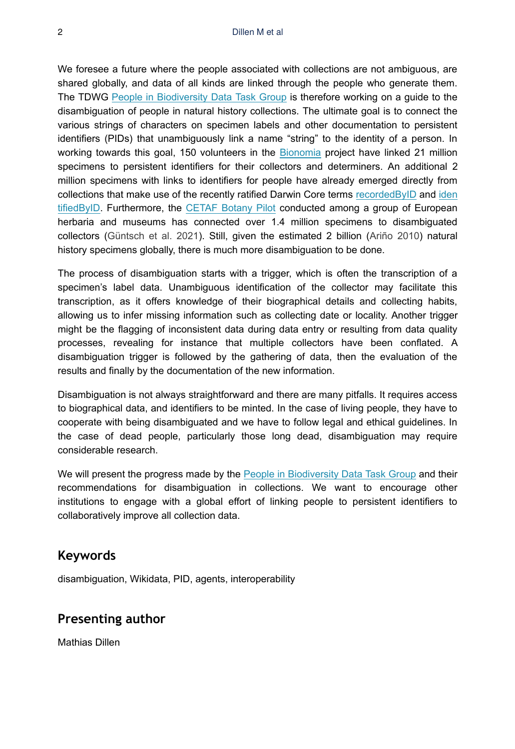We foresee a future where the people associated with collections are not ambiguous, are shared globally, and data of all kinds are linked through the people who generate them. The TDWG People in Biodiversity Data Task Group is therefore working on a guide to the disambiguation of people in natural history collections. The ultimate goal is to connect the various strings of characters on specimen labels and other documentation to persistent identifiers (PIDs) that unambiguously link a name "string" to the identity of a person. In working towards this goal, 150 volunteers in the Bionomia project have linked 21 million specimens to persistent identifiers for their collectors and determiners. An additional 2 million specimens with links to identifiers for people have already emerged directly from collections that make use of the recently ratified Darwin Core terms recordedByID and identifiedByID. Furthermore, the CETAF Botany Pilot conducted among a group of European herbaria and museums has connected over 1.4 million specimens to disambiguated collectors (Güntsch et al. 2021). Still, given the estimated 2 billion (Ariño 2010) natural history specimens globally, there is much more disambiguation to be done.

The process of disambiguation starts with a trigger, which is often the transcription of a specimen's label data. Unambiguous identification of the collector may facilitate this transcription, as it offers knowledge of their biographical details and collecting habits, allowing us to infer missing information such as collecting date or locality. Another trigger might be the flagging of inconsistent data during data entry or resulting from data quality processes, revealing for instance that multiple collectors have been conflated. A disambiguation trigger is followed by the gathering of data, then the evaluation of the results and finally by the documentation of the new information.

Disambiguation is not always straightforward and there are many pitfalls. It requires access to biographical data, and identifiers to be minted. In the case of living people, they have to cooperate with being disambiguated and we have to follow legal and ethical guidelines. In the case of dead people, particularly those long dead, disambiguation may require considerable research.

We will present the progress made by the People in Biodiversity Data Task Group and their recommendations for disambiguation in collections. We want to encourage other institutions to engage with a global effort of linking people to persistent identifiers to collaboratively improve all collection data.

## Keywords

disambiguation, Wikidata, PID, agents, interoperability

## Presenting author

Mathias Dillen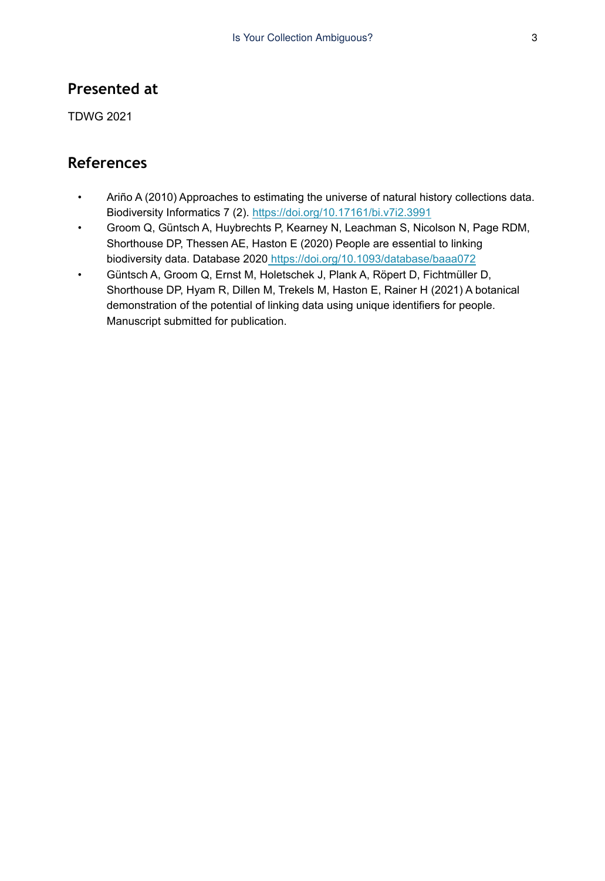## Presented at

TDWG 2021

## References

- Ariño A (2010) Approaches to estimating the universe of natural history collections data. Biodiversity Informatics 7 (2). https://doi.org/10.17161/bi.v7i2.3991
- Groom Q, Güntsch A, Huybrechts P, Kearney N, Leachman S, Nicolson N, Page RDM, Shorthouse DP, Thessen AE, Haston E (2020) People are essential to linking biodiversity data. Database 2020 https://doi.org/10.1093/database/baaa072
- Güntsch A, Groom Q, Ernst M, Holetschek J, Plank A, Röpert D, Fichtmüller D, Shorthouse DP, Hyam R, Dillen M, Trekels M, Haston E, Rainer H (2021) A botanical demonstration of the potential of linking data using unique identifiers for people. Manuscript submitted for publication.